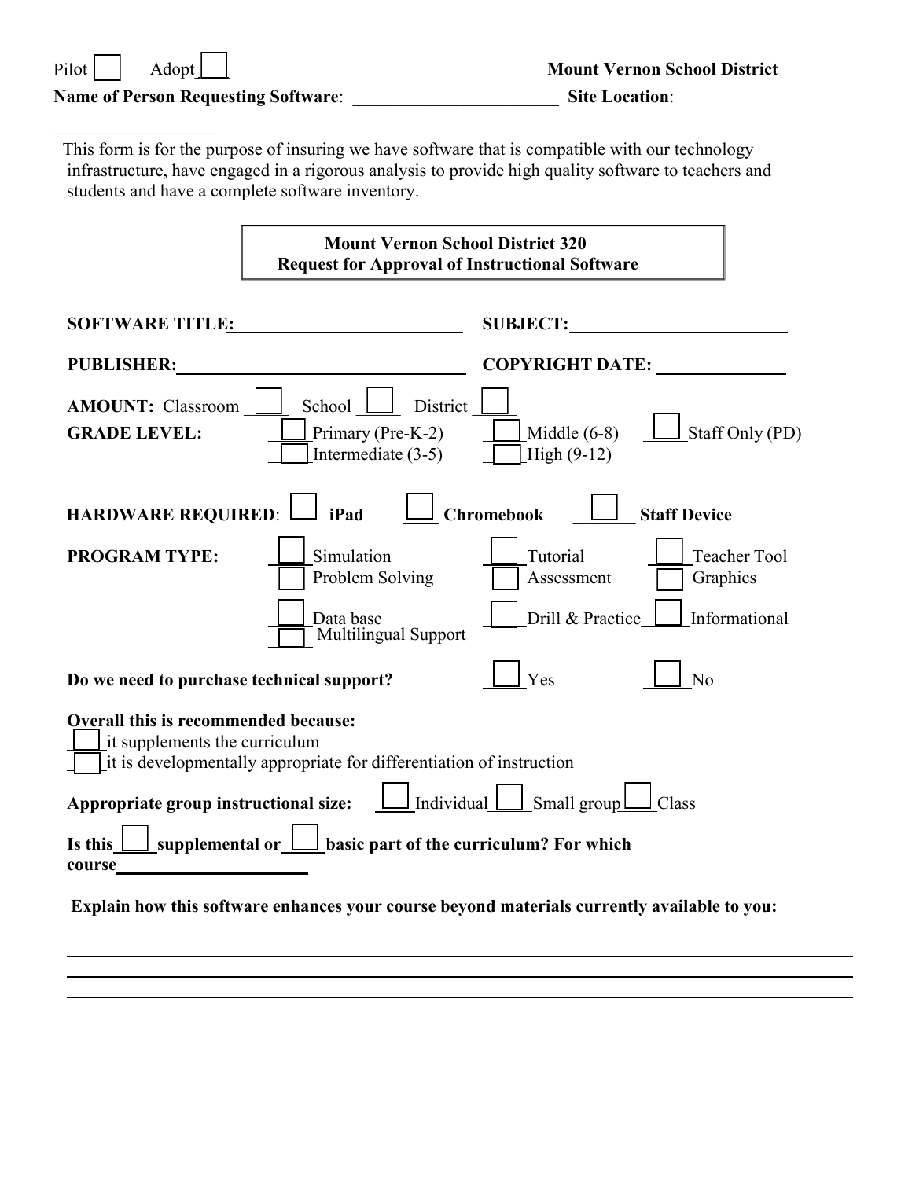Pilot ☐ Adopt ☐ **Mount Vernon School District**

**Name of Person Requesting Software**: ________________________ **Site Location**: ___________________

This form is for the purpose of insuring we have software that is compatible with our technology infrastructure, have engaged in a rigorous analysis to provide high quality software to teachers and students and have a complete software inventory.

**Mount Vernon School District 320**
**Request for Approval of Instructional Software**

**SOFTWARE TITLE:** ___________________________ **SUBJECT:** ___________________________

**PUBLISHER:** ___________________________ **COPYRIGHT DATE:** ______________

**AMOUNT:** Classroom ☐ School ☐ District ☐

**GRADE LEVEL:** ☐ Primary (Pre-K-2) ☐ Intermediate (3-5) ☐ Middle (6-8) ☐ High (9-12) ☐ Staff Only (PD)

**HARDWARE REQUIRED**: ☐ **iPad** ☐ **Chromebook** ☐ **Staff Device**

**PROGRAM TYPE:** ☐ Simulation ☐ Problem Solving ☐ Tutorial ☐ Assessment ☐ Teacher Tool ☐ Graphics ☐ Data base ☐ Multilingual Support ☐ Drill & Practice ☐ Informational

**Do we need to purchase technical support?** ☐ Yes ☐ No

**Overall this is recommended because:**

☐ it supplements the curriculum
☐ it is developmentally appropriate for differentiation of instruction

**Appropriate group instructional size:** ☐ Individual ☐ Small group ☐ Class

**Is this ☐ supplemental or ☐ basic part of the curriculum? For which course** ______________________

**Explain how this software enhances your course beyond materials currently available to you:**

_______________________________________________________________________________
_______________________________________________________________________________
_______________________________________________________________________________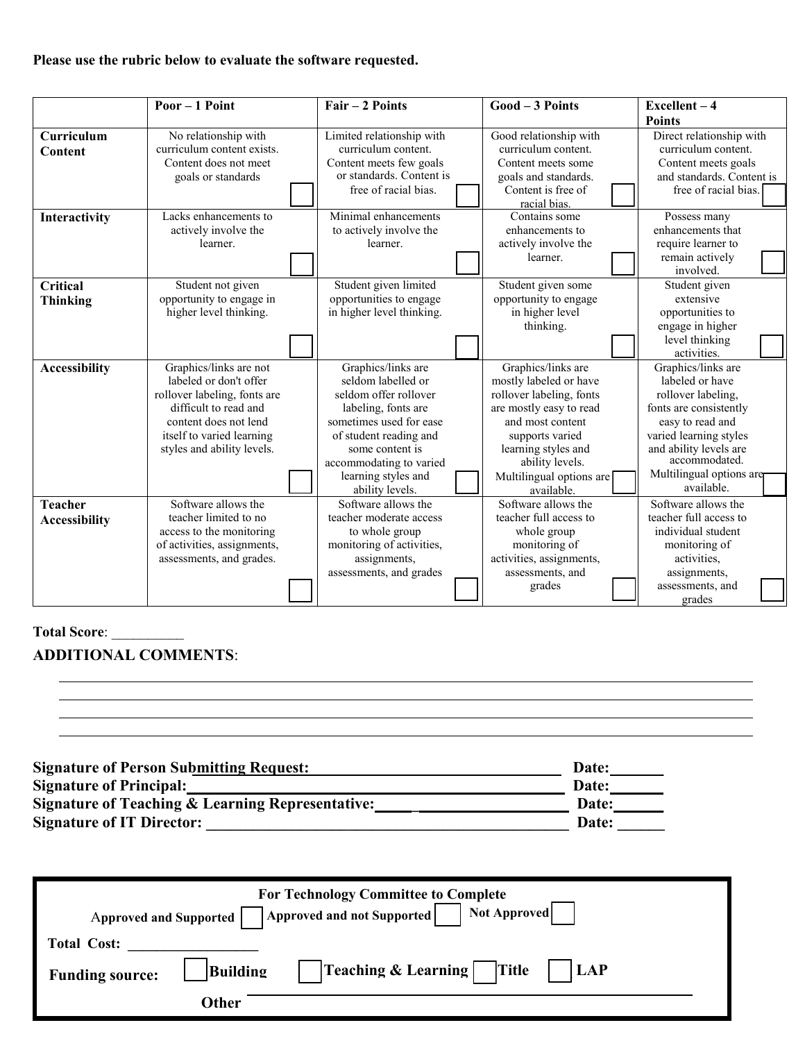**Please use the rubric below to evaluate the software requested.**

| | Poor – 1 Point | Fair – 2 Points | Good – 3 Points | Excellent – 4 Points |
|---|---|---|---|---|
| **Curriculum Content** | No relationship with curriculum content exists. Content does not meet goals or standards ☐ | Limited relationship with curriculum content. Content meets few goals or standards. Content is free of racial bias. ☐ | Good relationship with curriculum content. Content meets some goals and standards. Content is free of racial bias. ☐ | Direct relationship with curriculum content. Content meets goals and standards. Content is free of racial bias. ☐ |
| **Interactivity** | Lacks enhancements to actively involve the learner. ☐ | Minimal enhancements to actively involve the learner. ☐ | Contains some enhancements to actively involve the learner. ☐ | Possess many enhancements that require learner to remain actively involved. ☐ |
| **Critical Thinking** | Student not given opportunity to engage in higher level thinking. ☐ | Student given limited opportunities to engage in higher level thinking. ☐ | Student given some opportunity to engage in higher level thinking. ☐ | Student given extensive opportunities to engage in higher level thinking activities. ☐ |
| **Accessibility** | Graphics/links are not labeled or don't offer rollover labeling, fonts are difficult to read and content does not lend itself to varied learning styles and ability levels. ☐ | Graphics/links are seldom labelled or seldom offer rollover labeling, fonts are sometimes used for ease of student reading and some content is accommodating to varied learning styles and ability levels. ☐ | Graphics/links are mostly labeled or have rollover labeling, fonts are mostly easy to read and most content supports varied learning styles and ability levels. Multilingual options are available. ☐ | Graphics/links are labeled or have rollover labeling, fonts are consistently easy to read and varied learning styles and ability levels are accommodated. Multilingual options are available. ☐ |
| **Teacher Accessibility** | Software allows the teacher limited to no access to the monitoring of activities, assignments, assessments, and grades. ☐ | Software allows the teacher moderate access to whole group monitoring of activities, assignments, assessments, and grades ☐ | Software allows the teacher full access to whole group monitoring of activities, assignments, assessments, and grades ☐ | Software allows the teacher full access to individual student monitoring of activities, assignments, assessments, and grades ☐ |

**Total Score**: __________

**ADDITIONAL COMMENTS**:

______________________________________________________________________

______________________________________________________________________

______________________________________________________________________

______________________________________________________________________

**Signature of Person Submitting Request:** ________________________________ **Date:**______

**Signature of Principal:** ________________________________ **Date:**______

**Signature of Teaching & Learning Representative:** ________________________ **Date:**______

**Signature of IT Director:** ________________________________ **Date:** ______

---

**For Technology Committee to Complete**

Approved and Supported ☐ **Approved and not Supported** ☐ **Not Approved** ☐

**Total Cost:** __________________

**Funding source:** ☐ **Building** ☐ **Teaching & Learning** ☐ **Title** ☐ **LAP**

**Other** ______________________________________________